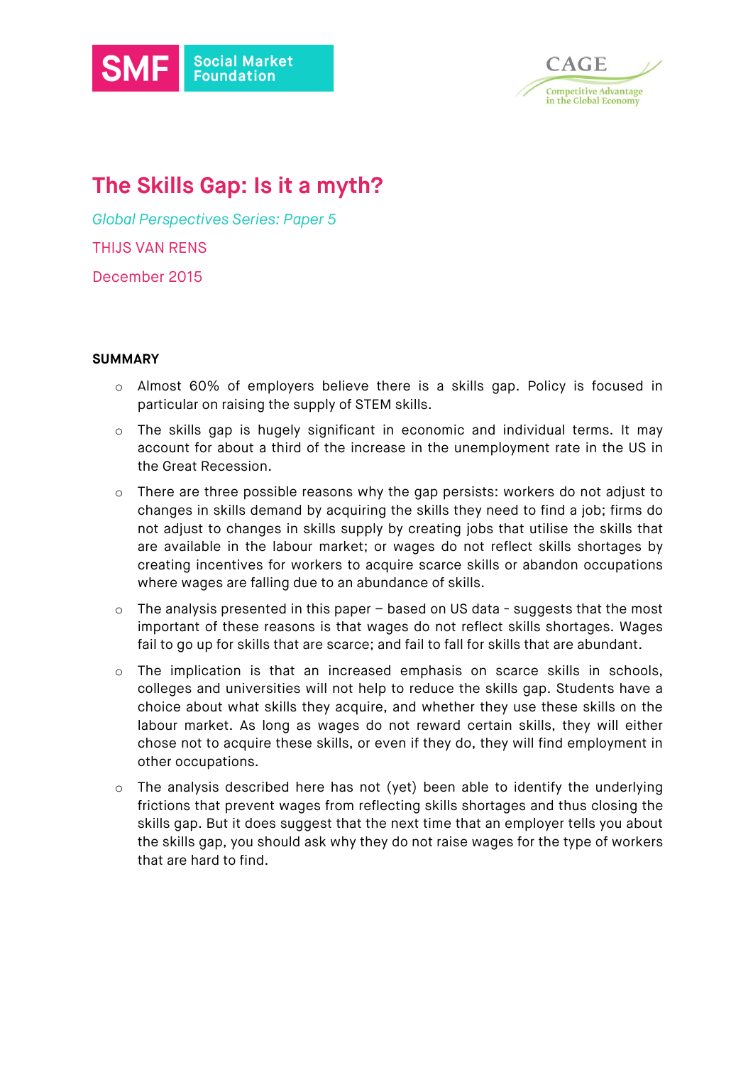SMF Social Market Foundation

CAGE Competitive Advantage in the Global Economy

# The Skills Gap: Is it a myth?

*Global Perspectives Series: Paper 5*

THIJS VAN RENS

December 2015

## SUMMARY

- Almost 60% of employers believe there is a skills gap. Policy is focused in particular on raising the supply of STEM skills.
- The skills gap is hugely significant in economic and individual terms. It may account for about a third of the increase in the unemployment rate in the US in the Great Recession.
- There are three possible reasons why the gap persists: workers do not adjust to changes in skills demand by acquiring the skills they need to find a job; firms do not adjust to changes in skills supply by creating jobs that utilise the skills that are available in the labour market; or wages do not reflect skills shortages by creating incentives for workers to acquire scarce skills or abandon occupations where wages are falling due to an abundance of skills.
- The analysis presented in this paper – based on US data - suggests that the most important of these reasons is that wages do not reflect skills shortages. Wages fail to go up for skills that are scarce; and fail to fall for skills that are abundant.
- The implication is that an increased emphasis on scarce skills in schools, colleges and universities will not help to reduce the skills gap. Students have a choice about what skills they acquire, and whether they use these skills on the labour market. As long as wages do not reward certain skills, they will either chose not to acquire these skills, or even if they do, they will find employment in other occupations.
- The analysis described here has not (yet) been able to identify the underlying frictions that prevent wages from reflecting skills shortages and thus closing the skills gap. But it does suggest that the next time that an employer tells you about the skills gap, you should ask why they do not raise wages for the type of workers that are hard to find.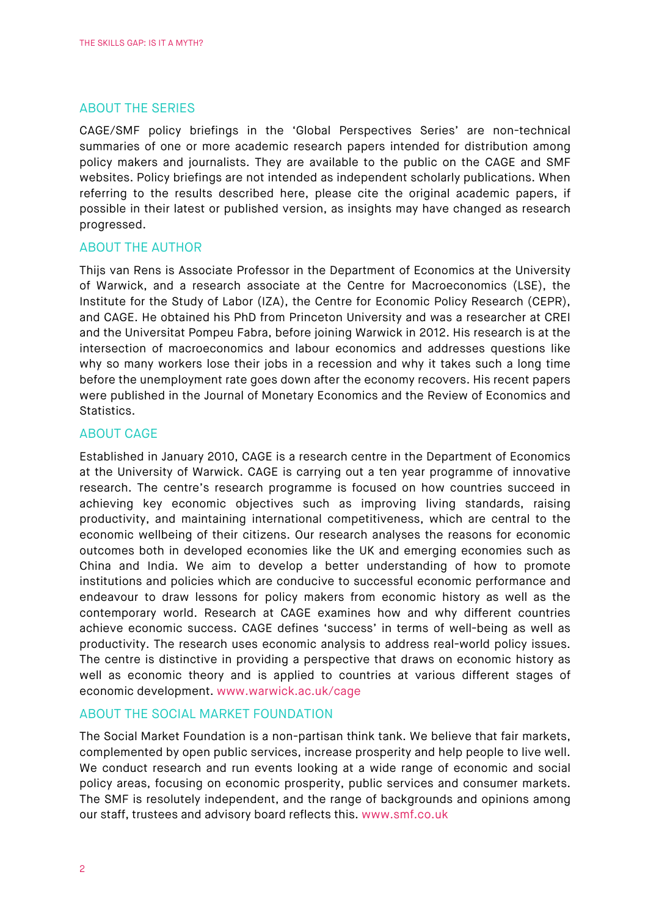## ABOUT THE SERIES

CAGE/SMF policy briefings in the 'Global Perspectives Series' are non-technical summaries of one or more academic research papers intended for distribution among policy makers and journalists. They are available to the public on the CAGE and SMF websites. Policy briefings are not intended as independent scholarly publications. When referring to the results described here, please cite the original academic papers, if possible in their latest or published version, as insights may have changed as research progressed.

## ABOUT THE AUTHOR

Thijs van Rens is Associate Professor in the Department of Economics at the University of Warwick, and a research associate at the Centre for Macroeconomics (LSE), the Institute for the Study of Labor (IZA), the Centre for Economic Policy Research (CEPR), and CAGE. He obtained his PhD from Princeton University and was a researcher at CREI and the Universitat Pompeu Fabra, before joining Warwick in 2012. His research is at the intersection of macroeconomics and labour economics and addresses questions like why so many workers lose their jobs in a recession and why it takes such a long time before the unemployment rate goes down after the economy recovers. His recent papers were published in the Journal of Monetary Economics and the Review of Economics and Statistics.

## ABOUT CAGE

Established in January 2010, CAGE is a research centre in the Department of Economics at the University of Warwick. CAGE is carrying out a ten year programme of innovative research. The centre's research programme is focused on how countries succeed in achieving key economic objectives such as improving living standards, raising productivity, and maintaining international competitiveness, which are central to the economic wellbeing of their citizens. Our research analyses the reasons for economic outcomes both in developed economies like the UK and emerging economies such as China and India. We aim to develop a better understanding of how to promote institutions and policies which are conducive to successful economic performance and endeavour to draw lessons for policy makers from economic history as well as the contemporary world. Research at CAGE examines how and why different countries achieve economic success. CAGE defines 'success' in terms of well-being as well as productivity. The research uses economic analysis to address real-world policy issues. The centre is distinctive in providing a perspective that draws on economic history as well as economic theory and is applied to countries at various different stages of economic development. www.warwick.ac.uk/cage

## ABOUT THE SOCIAL MARKET FOUNDATION

The Social Market Foundation is a non-partisan think tank. We believe that fair markets, complemented by open public services, increase prosperity and help people to live well. We conduct research and run events looking at a wide range of economic and social policy areas, focusing on economic prosperity, public services and consumer markets. The SMF is resolutely independent, and the range of backgrounds and opinions among our staff, trustees and advisory board reflects this. www.smf.co.uk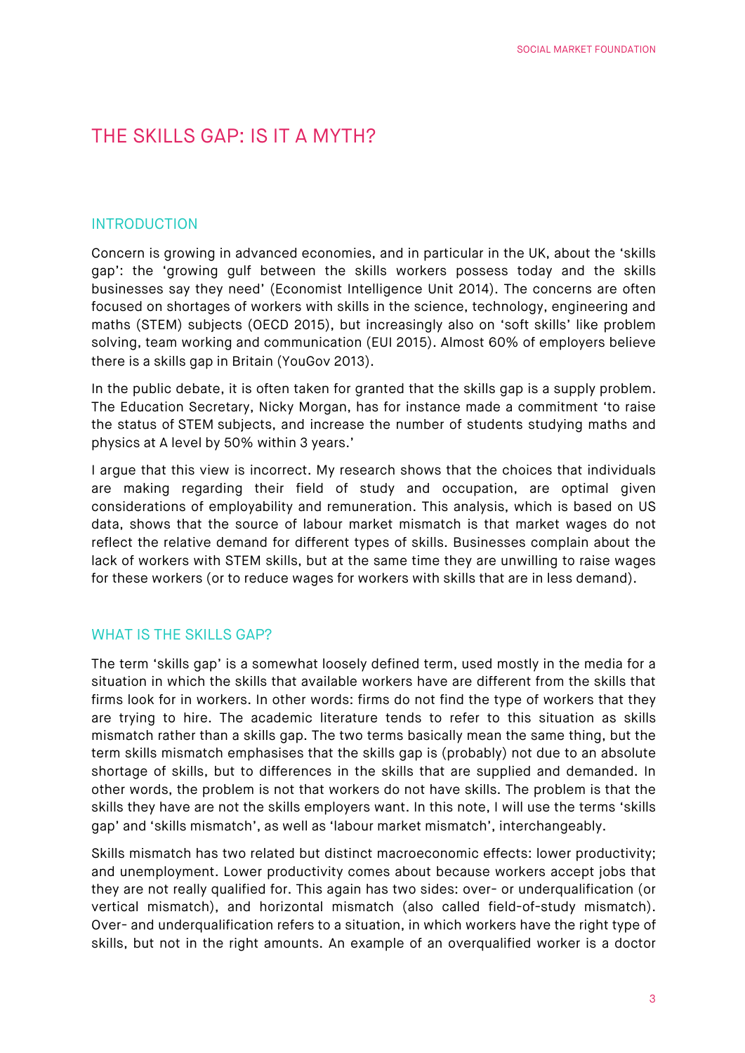# THE SKILLS GAP: IS IT A MYTH?

## INTRODUCTION

Concern is growing in advanced economies, and in particular in the UK, about the 'skills gap': the 'growing gulf between the skills workers possess today and the skills businesses say they need' (Economist Intelligence Unit 2014). The concerns are often focused on shortages of workers with skills in the science, technology, engineering and maths (STEM) subjects (OECD 2015), but increasingly also on 'soft skills' like problem solving, team working and communication (EUI 2015). Almost 60% of employers believe there is a skills gap in Britain (YouGov 2013).

In the public debate, it is often taken for granted that the skills gap is a supply problem. The Education Secretary, Nicky Morgan, has for instance made a commitment 'to raise the status of STEM subjects, and increase the number of students studying maths and physics at A level by 50% within 3 years.'

I argue that this view is incorrect. My research shows that the choices that individuals are making regarding their field of study and occupation, are optimal given considerations of employability and remuneration. This analysis, which is based on US data, shows that the source of labour market mismatch is that market wages do not reflect the relative demand for different types of skills. Businesses complain about the lack of workers with STEM skills, but at the same time they are unwilling to raise wages for these workers (or to reduce wages for workers with skills that are in less demand).

## WHAT IS THE SKILLS GAP?

The term 'skills gap' is a somewhat loosely defined term, used mostly in the media for a situation in which the skills that available workers have are different from the skills that firms look for in workers. In other words: firms do not find the type of workers that they are trying to hire. The academic literature tends to refer to this situation as skills mismatch rather than a skills gap. The two terms basically mean the same thing, but the term skills mismatch emphasises that the skills gap is (probably) not due to an absolute shortage of skills, but to differences in the skills that are supplied and demanded. In other words, the problem is not that workers do not have skills. The problem is that the skills they have are not the skills employers want. In this note, I will use the terms 'skills gap' and 'skills mismatch', as well as 'labour market mismatch', interchangeably.

Skills mismatch has two related but distinct macroeconomic effects: lower productivity; and unemployment. Lower productivity comes about because workers accept jobs that they are not really qualified for. This again has two sides: over- or underqualification (or vertical mismatch), and horizontal mismatch (also called field-of-study mismatch). Over- and underqualification refers to a situation, in which workers have the right type of skills, but not in the right amounts. An example of an overqualified worker is a doctor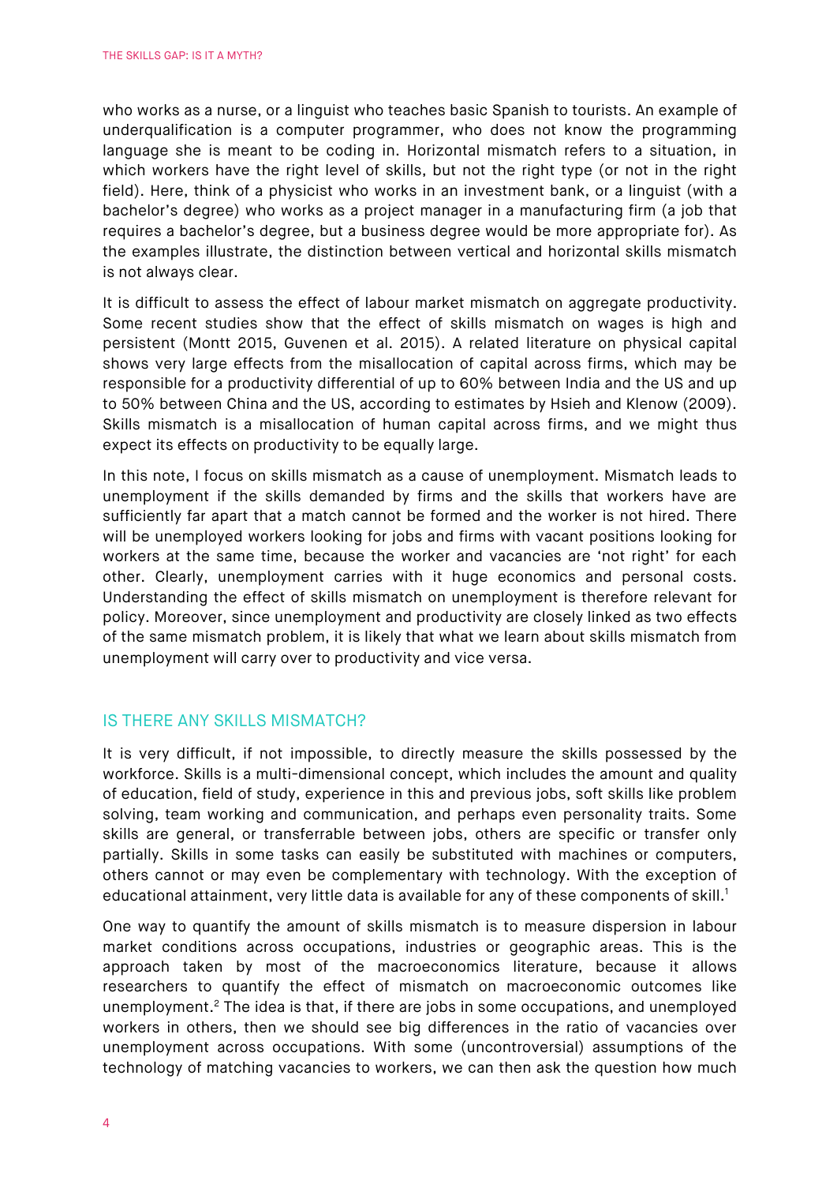who works as a nurse, or a linguist who teaches basic Spanish to tourists. An example of underqualification is a computer programmer, who does not know the programming language she is meant to be coding in. Horizontal mismatch refers to a situation, in which workers have the right level of skills, but not the right type (or not in the right field). Here, think of a physicist who works in an investment bank, or a linguist (with a bachelor's degree) who works as a project manager in a manufacturing firm (a job that requires a bachelor's degree, but a business degree would be more appropriate for). As the examples illustrate, the distinction between vertical and horizontal skills mismatch is not always clear.

It is difficult to assess the effect of labour market mismatch on aggregate productivity. Some recent studies show that the effect of skills mismatch on wages is high and persistent (Montt 2015, Guvenen et al. 2015). A related literature on physical capital shows very large effects from the misallocation of capital across firms, which may be responsible for a productivity differential of up to 60% between India and the US and up to 50% between China and the US, according to estimates by Hsieh and Klenow (2009). Skills mismatch is a misallocation of human capital across firms, and we might thus expect its effects on productivity to be equally large.

In this note, I focus on skills mismatch as a cause of unemployment. Mismatch leads to unemployment if the skills demanded by firms and the skills that workers have are sufficiently far apart that a match cannot be formed and the worker is not hired. There will be unemployed workers looking for jobs and firms with vacant positions looking for workers at the same time, because the worker and vacancies are 'not right' for each other. Clearly, unemployment carries with it huge economics and personal costs. Understanding the effect of skills mismatch on unemployment is therefore relevant for policy. Moreover, since unemployment and productivity are closely linked as two effects of the same mismatch problem, it is likely that what we learn about skills mismatch from unemployment will carry over to productivity and vice versa.

## IS THERE ANY SKILLS MISMATCH?

It is very difficult, if not impossible, to directly measure the skills possessed by the workforce. Skills is a multi-dimensional concept, which includes the amount and quality of education, field of study, experience in this and previous jobs, soft skills like problem solving, team working and communication, and perhaps even personality traits. Some skills are general, or transferrable between jobs, others are specific or transfer only partially. Skills in some tasks can easily be substituted with machines or computers, others cannot or may even be complementary with technology. With the exception of educational attainment, very little data is available for any of these components of skill.[1]

One way to quantify the amount of skills mismatch is to measure dispersion in labour market conditions across occupations, industries or geographic areas. This is the approach taken by most of the macroeconomics literature, because it allows researchers to quantify the effect of mismatch on macroeconomic outcomes like unemployment.[2] The idea is that, if there are jobs in some occupations, and unemployed workers in others, then we should see big differences in the ratio of vacancies over unemployment across occupations. With some (uncontroversial) assumptions of the technology of matching vacancies to workers, we can then ask the question how much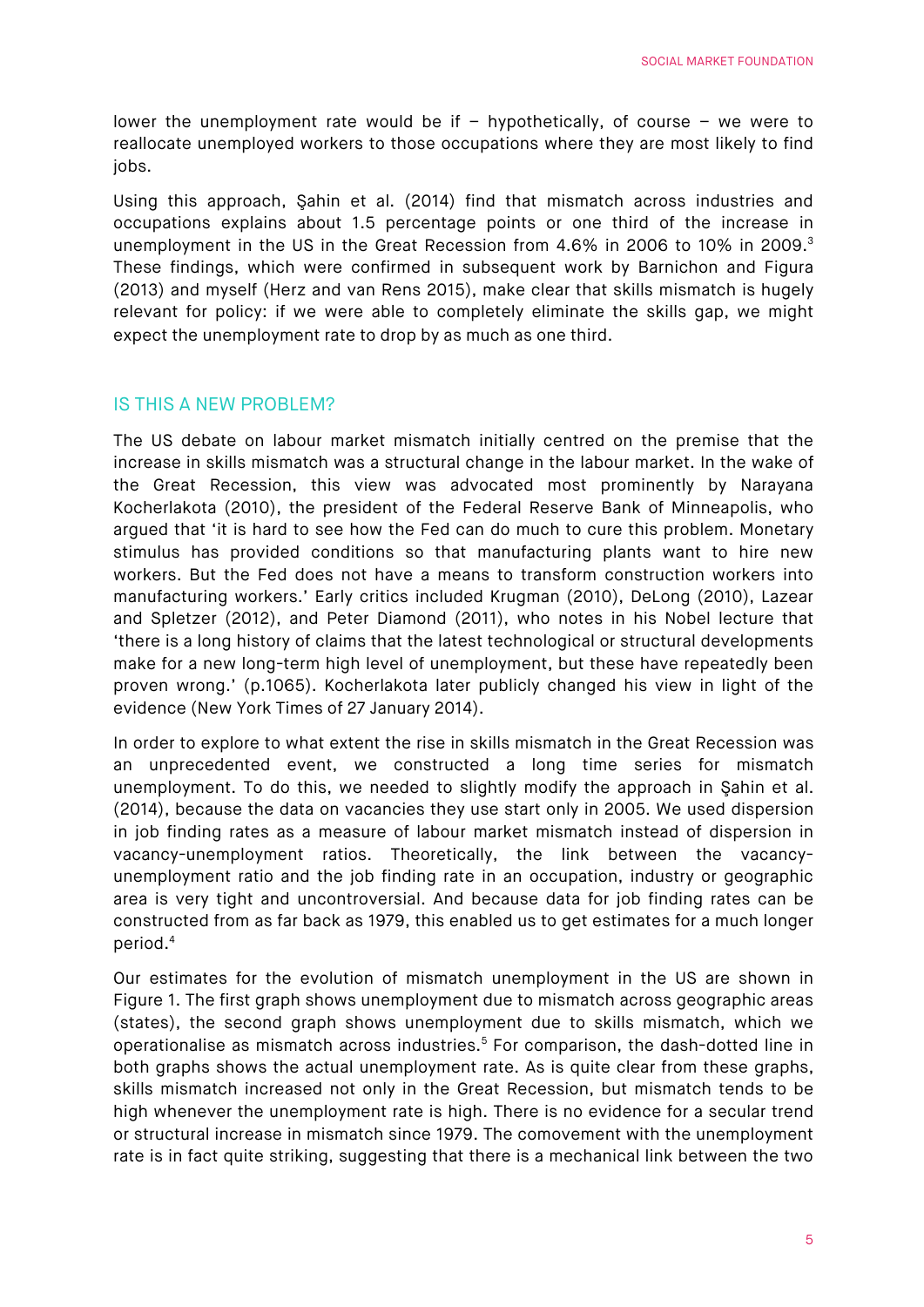lower the unemployment rate would be if – hypothetically, of course – we were to reallocate unemployed workers to those occupations where they are most likely to find jobs.

Using this approach, Şahin et al. (2014) find that mismatch across industries and occupations explains about 1.5 percentage points or one third of the increase in unemployment in the US in the Great Recession from 4.6% in 2006 to 10% in 2009.[3] These findings, which were confirmed in subsequent work by Barnichon and Figura (2013) and myself (Herz and van Rens 2015), make clear that skills mismatch is hugely relevant for policy: if we were able to completely eliminate the skills gap, we might expect the unemployment rate to drop by as much as one third.

## IS THIS A NEW PROBLEM?

The US debate on labour market mismatch initially centred on the premise that the increase in skills mismatch was a structural change in the labour market. In the wake of the Great Recession, this view was advocated most prominently by Narayana Kocherlakota (2010), the president of the Federal Reserve Bank of Minneapolis, who argued that 'it is hard to see how the Fed can do much to cure this problem. Monetary stimulus has provided conditions so that manufacturing plants want to hire new workers. But the Fed does not have a means to transform construction workers into manufacturing workers.' Early critics included Krugman (2010), DeLong (2010), Lazear and Spletzer (2012), and Peter Diamond (2011), who notes in his Nobel lecture that 'there is a long history of claims that the latest technological or structural developments make for a new long-term high level of unemployment, but these have repeatedly been proven wrong.' (p.1065). Kocherlakota later publicly changed his view in light of the evidence (New York Times of 27 January 2014).

In order to explore to what extent the rise in skills mismatch in the Great Recession was an unprecedented event, we constructed a long time series for mismatch unemployment. To do this, we needed to slightly modify the approach in Şahin et al. (2014), because the data on vacancies they use start only in 2005. We used dispersion in job finding rates as a measure of labour market mismatch instead of dispersion in vacancy-unemployment ratios. Theoretically, the link between the vacancy-unemployment ratio and the job finding rate in an occupation, industry or geographic area is very tight and uncontroversial. And because data for job finding rates can be constructed from as far back as 1979, this enabled us to get estimates for a much longer period.[4]

Our estimates for the evolution of mismatch unemployment in the US are shown in Figure 1. The first graph shows unemployment due to mismatch across geographic areas (states), the second graph shows unemployment due to skills mismatch, which we operationalise as mismatch across industries.[5] For comparison, the dash-dotted line in both graphs shows the actual unemployment rate. As is quite clear from these graphs, skills mismatch increased not only in the Great Recession, but mismatch tends to be high whenever the unemployment rate is high. There is no evidence for a secular trend or structural increase in mismatch since 1979. The comovement with the unemployment rate is in fact quite striking, suggesting that there is a mechanical link between the two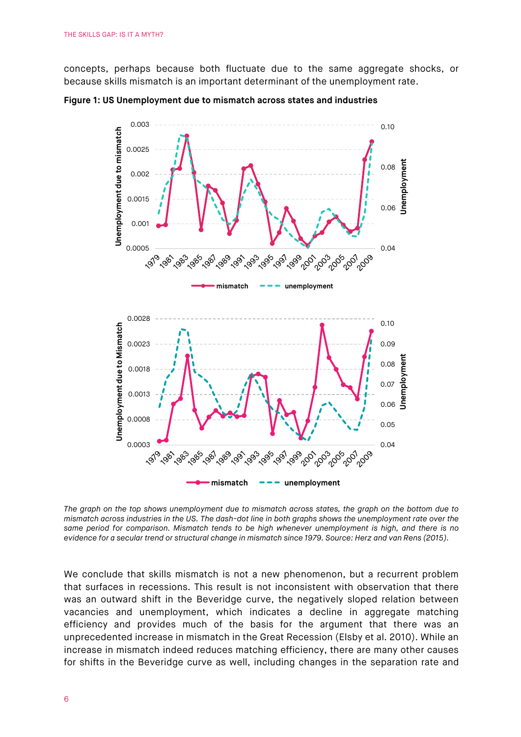concepts, perhaps because both fluctuate due to the same aggregate shocks, or because skills mismatch is an important determinant of the unemployment rate.

**Figure 1: US Unemployment due to mismatch across states and industries**

*The graph on the top shows unemployment due to mismatch across states, the graph on the bottom due to mismatch across industries in the US. The dash-dot line in both graphs shows the unemployment rate over the same period for comparison. Mismatch tends to be high whenever unemployment is high, and there is no evidence for a secular trend or structural change in mismatch since 1979. Source: Herz and van Rens (2015).*

We conclude that skills mismatch is not a new phenomenon, but a recurrent problem that surfaces in recessions. This result is not inconsistent with observation that there was an outward shift in the Beveridge curve, the negatively sloped relation between vacancies and unemployment, which indicates a decline in aggregate matching efficiency and provides much of the basis for the argument that there was an unprecedented increase in mismatch in the Great Recession (Elsby et al. 2010). While an increase in mismatch indeed reduces matching efficiency, there are many other causes for shifts in the Beveridge curve as well, including changes in the separation rate and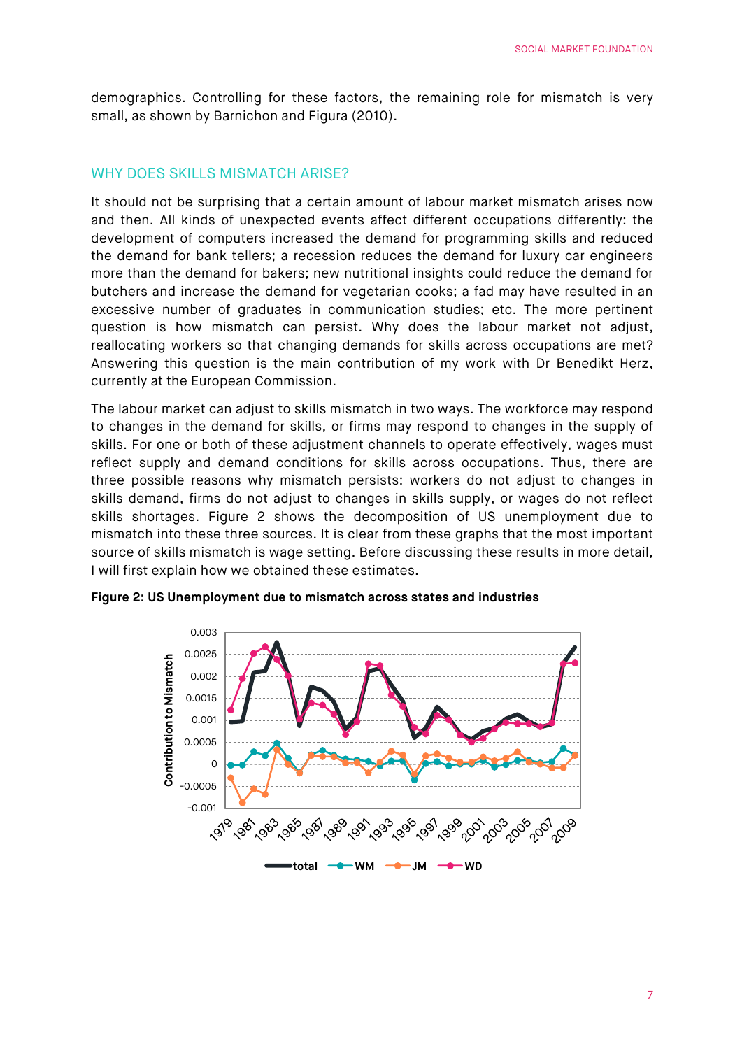demographics. Controlling for these factors, the remaining role for mismatch is very small, as shown by Barnichon and Figura (2010).

## WHY DOES SKILLS MISMATCH ARISE?

It should not be surprising that a certain amount of labour market mismatch arises now and then. All kinds of unexpected events affect different occupations differently: the development of computers increased the demand for programming skills and reduced the demand for bank tellers; a recession reduces the demand for luxury car engineers more than the demand for bakers; new nutritional insights could reduce the demand for butchers and increase the demand for vegetarian cooks; a fad may have resulted in an excessive number of graduates in communication studies; etc. The more pertinent question is how mismatch can persist. Why does the labour market not adjust, reallocating workers so that changing demands for skills across occupations are met? Answering this question is the main contribution of my work with Dr Benedikt Herz, currently at the European Commission.

The labour market can adjust to skills mismatch in two ways. The workforce may respond to changes in the demand for skills, or firms may respond to changes in the supply of skills. For one or both of these adjustment channels to operate effectively, wages must reflect supply and demand conditions for skills across occupations. Thus, there are three possible reasons why mismatch persists: workers do not adjust to changes in skills demand, firms do not adjust to changes in skills supply, or wages do not reflect skills shortages. Figure 2 shows the decomposition of US unemployment due to mismatch into these three sources. It is clear from these graphs that the most important source of skills mismatch is wage setting. Before discussing these results in more detail, I will first explain how we obtained these estimates.

**Figure 2: US Unemployment due to mismatch across states and industries**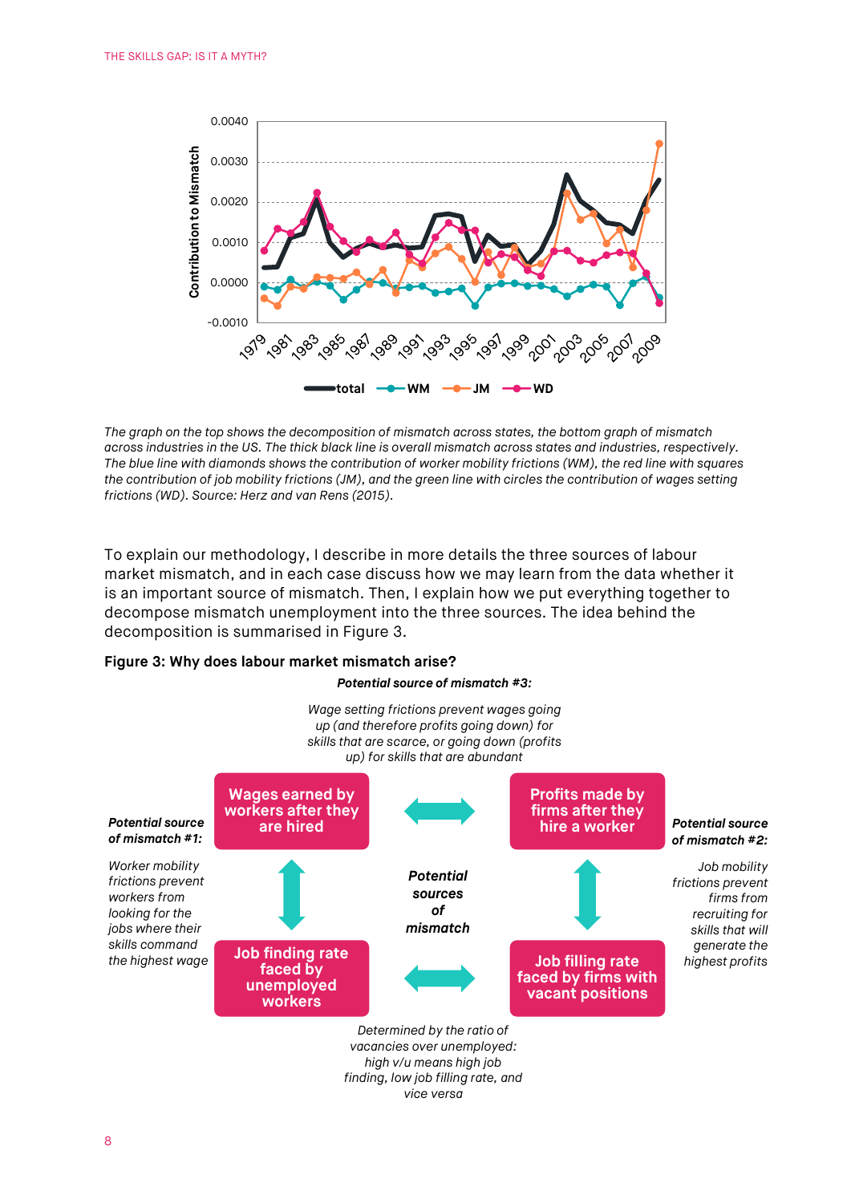The graph on the top shows the decomposition of mismatch across states, the bottom graph of mismatch across industries in the US. The thick black line is overall mismatch across states and industries, respectively. The blue line with diamonds shows the contribution of worker mobility frictions (WM), the red line with squares the contribution of job mobility frictions (JM), and the green line with circles the contribution of wages setting frictions (WD). Source: Herz and van Rens (2015).

To explain our methodology, I describe in more details the three sources of labour market mismatch, and in each case discuss how we may learn from the data whether it is an important source of mismatch. Then, I explain how we put everything together to decompose mismatch unemployment into the three sources. The idea behind the decomposition is summarised in Figure 3.

**Figure 3: Why does labour market mismatch arise?**

***Potential source of mismatch #3:***

*Wage setting frictions prevent wages going up (and therefore profits going down) for skills that are scarce, or going down (profits up) for skills that are abundant*

***Potential source of mismatch #1:***

*Worker mobility frictions prevent workers from looking for the jobs where their skills command the highest wage*

***Potential source of mismatch #2:***

*Job mobility frictions prevent firms from recruiting for skills that will generate the highest profits*

**Wages earned by workers after they are hired**

**Profits made by firms after they hire a worker**

***Potential sources of mismatch***

**Job finding rate faced by unemployed workers**

**Job filling rate faced by firms with vacant positions**

*Determined by the ratio of vacancies over unemployed: high v/u means high job finding, low job filling rate, and vice versa*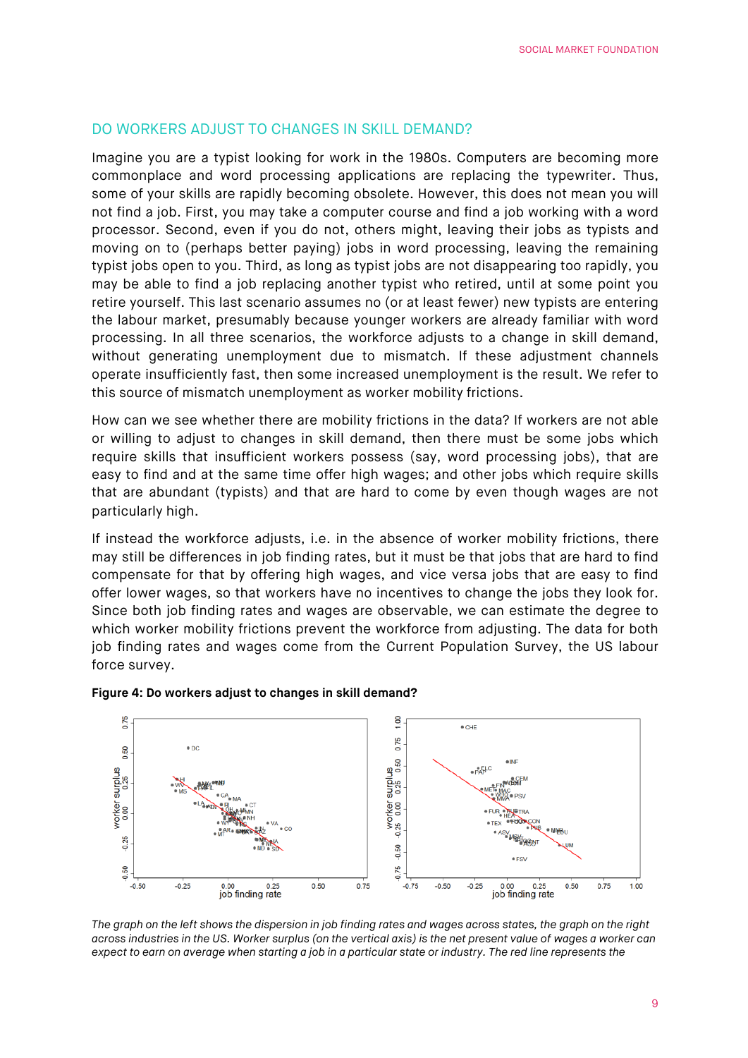## DO WORKERS ADJUST TO CHANGES IN SKILL DEMAND?

Imagine you are a typist looking for work in the 1980s. Computers are becoming more commonplace and word processing applications are replacing the typewriter. Thus, some of your skills are rapidly becoming obsolete. However, this does not mean you will not find a job. First, you may take a computer course and find a job working with a word processor. Second, even if you do not, others might, leaving their jobs as typists and moving on to (perhaps better paying) jobs in word processing, leaving the remaining typist jobs open to you. Third, as long as typist jobs are not disappearing too rapidly, you may be able to find a job replacing another typist who retired, until at some point you retire yourself. This last scenario assumes no (or at least fewer) new typists are entering the labour market, presumably because younger workers are already familiar with word processing. In all three scenarios, the workforce adjusts to a change in skill demand, without generating unemployment due to mismatch. If these adjustment channels operate insufficiently fast, then some increased unemployment is the result. We refer to this source of mismatch unemployment as worker mobility frictions.

How can we see whether there are mobility frictions in the data? If workers are not able or willing to adjust to changes in skill demand, then there must be some jobs which require skills that insufficient workers possess (say, word processing jobs), that are easy to find and at the same time offer high wages; and other jobs which require skills that are abundant (typists) and that are hard to come by even though wages are not particularly high.

If instead the workforce adjusts, i.e. in the absence of worker mobility frictions, there may still be differences in job finding rates, but it must be that jobs that are hard to find compensate for that by offering high wages, and vice versa jobs that are easy to find offer lower wages, so that workers have no incentives to change the jobs they look for. Since both job finding rates and wages are observable, we can estimate the degree to which worker mobility frictions prevent the workforce from adjusting. The data for both job finding rates and wages come from the Current Population Survey, the US labour force survey.

**Figure 4: Do workers adjust to changes in skill demand?**

*The graph on the left shows the dispersion in job finding rates and wages across states, the graph on the right across industries in the US. Worker surplus (on the vertical axis) is the net present value of wages a worker can expect to earn on average when starting a job in a particular state or industry. The red line represents the*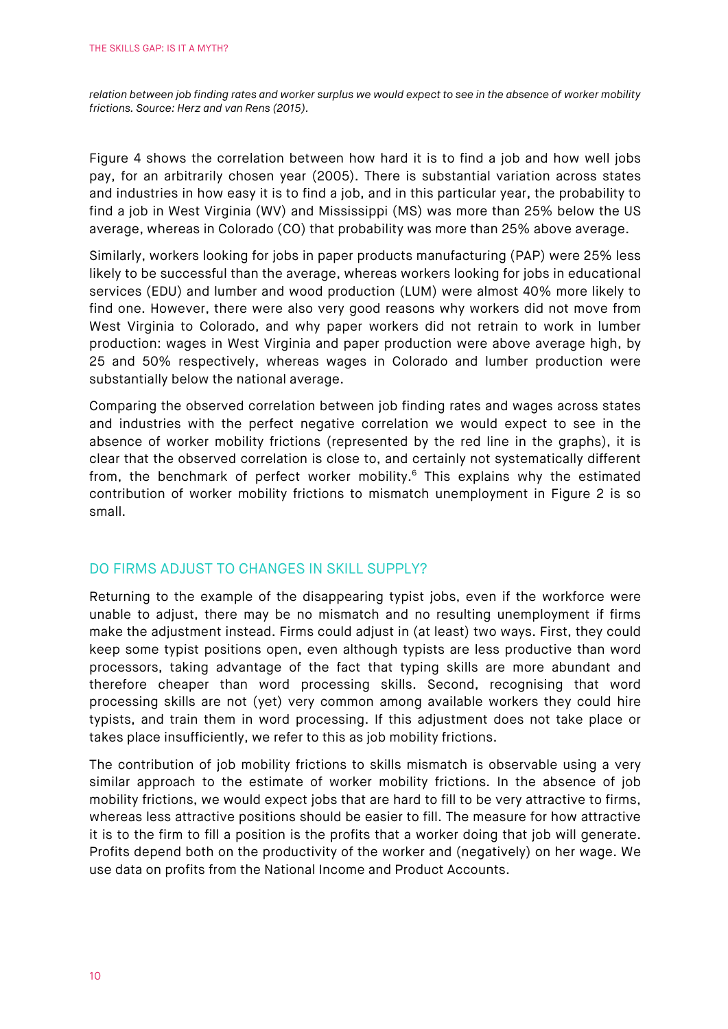*relation between job finding rates and worker surplus we would expect to see in the absence of worker mobility frictions. Source: Herz and van Rens (2015).*

Figure 4 shows the correlation between how hard it is to find a job and how well jobs pay, for an arbitrarily chosen year (2005). There is substantial variation across states and industries in how easy it is to find a job, and in this particular year, the probability to find a job in West Virginia (WV) and Mississippi (MS) was more than 25% below the US average, whereas in Colorado (CO) that probability was more than 25% above average.

Similarly, workers looking for jobs in paper products manufacturing (PAP) were 25% less likely to be successful than the average, whereas workers looking for jobs in educational services (EDU) and lumber and wood production (LUM) were almost 40% more likely to find one. However, there were also very good reasons why workers did not move from West Virginia to Colorado, and why paper workers did not retrain to work in lumber production: wages in West Virginia and paper production were above average high, by 25 and 50% respectively, whereas wages in Colorado and lumber production were substantially below the national average.

Comparing the observed correlation between job finding rates and wages across states and industries with the perfect negative correlation we would expect to see in the absence of worker mobility frictions (represented by the red line in the graphs), it is clear that the observed correlation is close to, and certainly not systematically different from, the benchmark of perfect worker mobility.[6] This explains why the estimated contribution of worker mobility frictions to mismatch unemployment in Figure 2 is so small.

## DO FIRMS ADJUST TO CHANGES IN SKILL SUPPLY?

Returning to the example of the disappearing typist jobs, even if the workforce were unable to adjust, there may be no mismatch and no resulting unemployment if firms make the adjustment instead. Firms could adjust in (at least) two ways. First, they could keep some typist positions open, even although typists are less productive than word processors, taking advantage of the fact that typing skills are more abundant and therefore cheaper than word processing skills. Second, recognising that word processing skills are not (yet) very common among available workers they could hire typists, and train them in word processing. If this adjustment does not take place or takes place insufficiently, we refer to this as job mobility frictions.

The contribution of job mobility frictions to skills mismatch is observable using a very similar approach to the estimate of worker mobility frictions. In the absence of job mobility frictions, we would expect jobs that are hard to fill to be very attractive to firms, whereas less attractive positions should be easier to fill. The measure for how attractive it is to the firm to fill a position is the profits that a worker doing that job will generate. Profits depend both on the productivity of the worker and (negatively) on her wage. We use data on profits from the National Income and Product Accounts.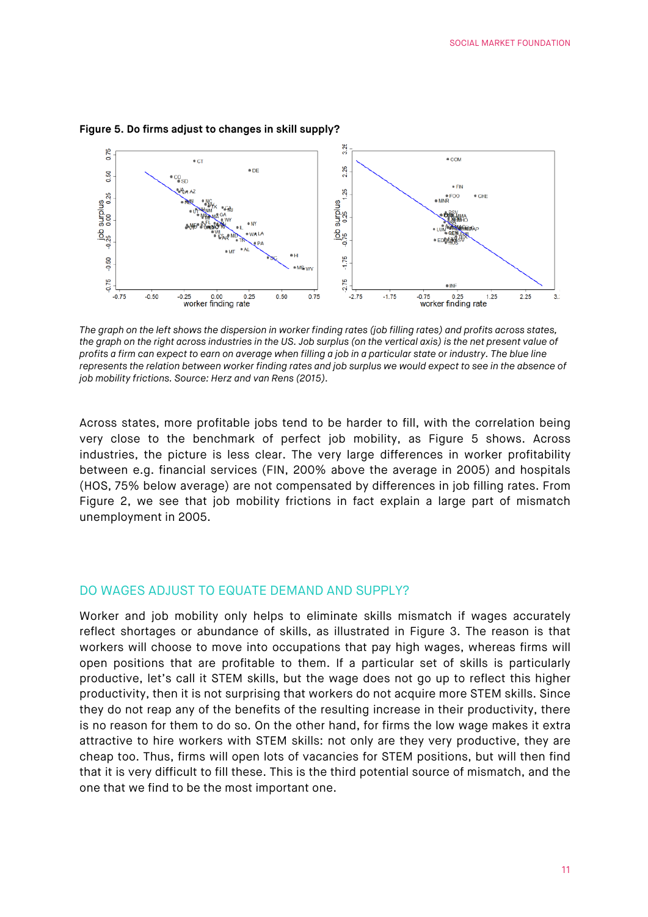**Figure 5. Do firms adjust to changes in skill supply?**

*The graph on the left shows the dispersion in worker finding rates (job filling rates) and profits across states, the graph on the right across industries in the US. Job surplus (on the vertical axis) is the net present value of profits a firm can expect to earn on average when filling a job in a particular state or industry. The blue line represents the relation between worker finding rates and job surplus we would expect to see in the absence of job mobility frictions. Source: Herz and van Rens (2015).*

Across states, more profitable jobs tend to be harder to fill, with the correlation being very close to the benchmark of perfect job mobility, as Figure 5 shows. Across industries, the picture is less clear. The very large differences in worker profitability between e.g. financial services (FIN, 200% above the average in 2005) and hospitals (HOS, 75% below average) are not compensated by differences in job filling rates. From Figure 2, we see that job mobility frictions in fact explain a large part of mismatch unemployment in 2005.

## DO WAGES ADJUST TO EQUATE DEMAND AND SUPPLY?

Worker and job mobility only helps to eliminate skills mismatch if wages accurately reflect shortages or abundance of skills, as illustrated in Figure 3. The reason is that workers will choose to move into occupations that pay high wages, whereas firms will open positions that are profitable to them. If a particular set of skills is particularly productive, let's call it STEM skills, but the wage does not go up to reflect this higher productivity, then it is not surprising that workers do not acquire more STEM skills. Since they do not reap any of the benefits of the resulting increase in their productivity, there is no reason for them to do so. On the other hand, for firms the low wage makes it extra attractive to hire workers with STEM skills: not only are they very productive, they are cheap too. Thus, firms will open lots of vacancies for STEM positions, but will then find that it is very difficult to fill these. This is the third potential source of mismatch, and the one that we find to be the most important one.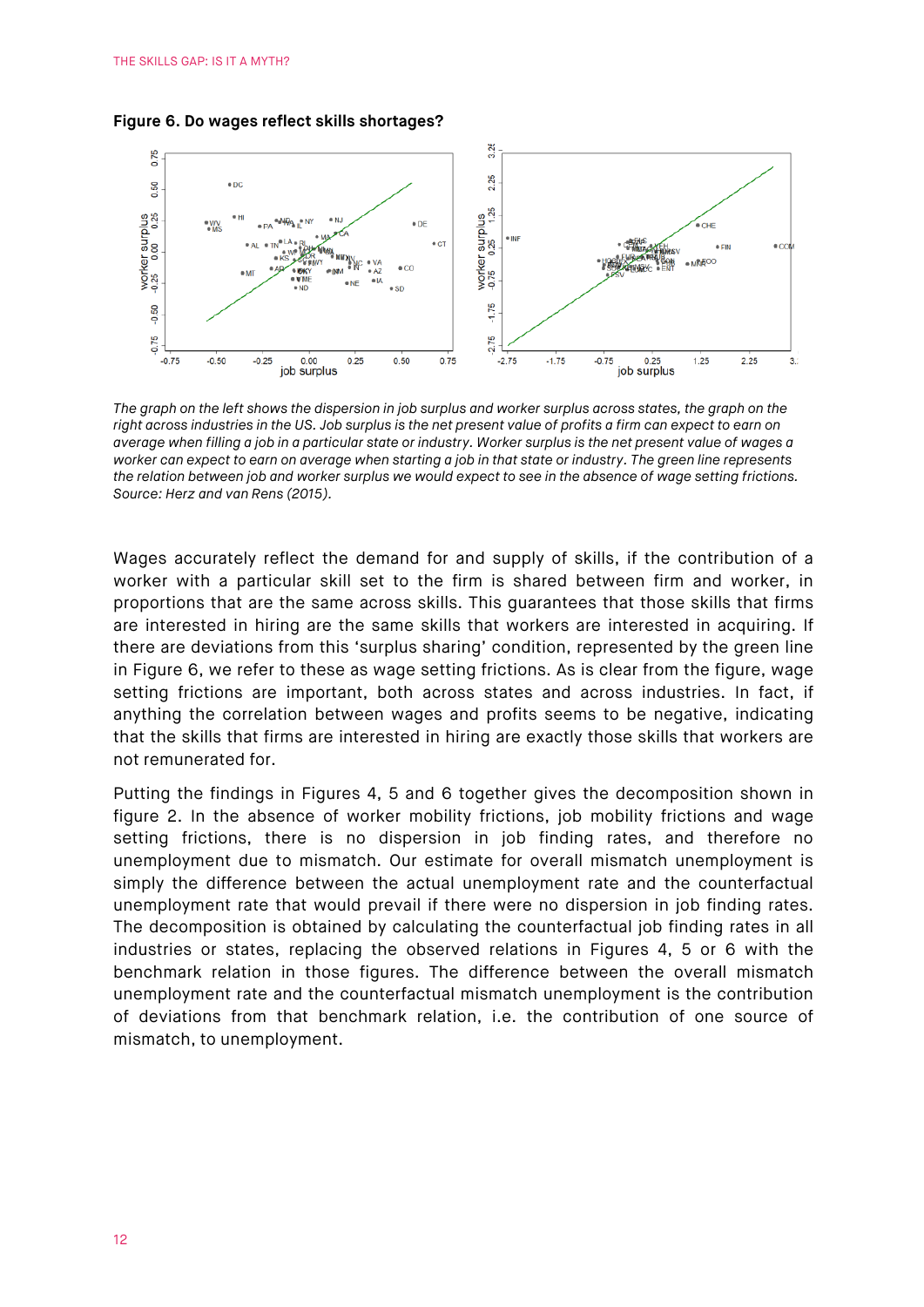**Figure 6. Do wages reflect skills shortages?**

*The graph on the left shows the dispersion in job surplus and worker surplus across states, the graph on the right across industries in the US. Job surplus is the net present value of profits a firm can expect to earn on average when filling a job in a particular state or industry. Worker surplus is the net present value of wages a worker can expect to earn on average when starting a job in that state or industry. The green line represents the relation between job and worker surplus we would expect to see in the absence of wage setting frictions. Source: Herz and van Rens (2015).*

Wages accurately reflect the demand for and supply of skills, if the contribution of a worker with a particular skill set to the firm is shared between firm and worker, in proportions that are the same across skills. This guarantees that those skills that firms are interested in hiring are the same skills that workers are interested in acquiring. If there are deviations from this 'surplus sharing' condition, represented by the green line in Figure 6, we refer to these as wage setting frictions. As is clear from the figure, wage setting frictions are important, both across states and across industries. In fact, if anything the correlation between wages and profits seems to be negative, indicating that the skills that firms are interested in hiring are exactly those skills that workers are not remunerated for.

Putting the findings in Figures 4, 5 and 6 together gives the decomposition shown in figure 2. In the absence of worker mobility frictions, job mobility frictions and wage setting frictions, there is no dispersion in job finding rates, and therefore no unemployment due to mismatch. Our estimate for overall mismatch unemployment is simply the difference between the actual unemployment rate and the counterfactual unemployment rate that would prevail if there were no dispersion in job finding rates. The decomposition is obtained by calculating the counterfactual job finding rates in all industries or states, replacing the observed relations in Figures 4, 5 or 6 with the benchmark relation in those figures. The difference between the overall mismatch unemployment rate and the counterfactual mismatch unemployment is the contribution of deviations from that benchmark relation, i.e. the contribution of one source of mismatch, to unemployment.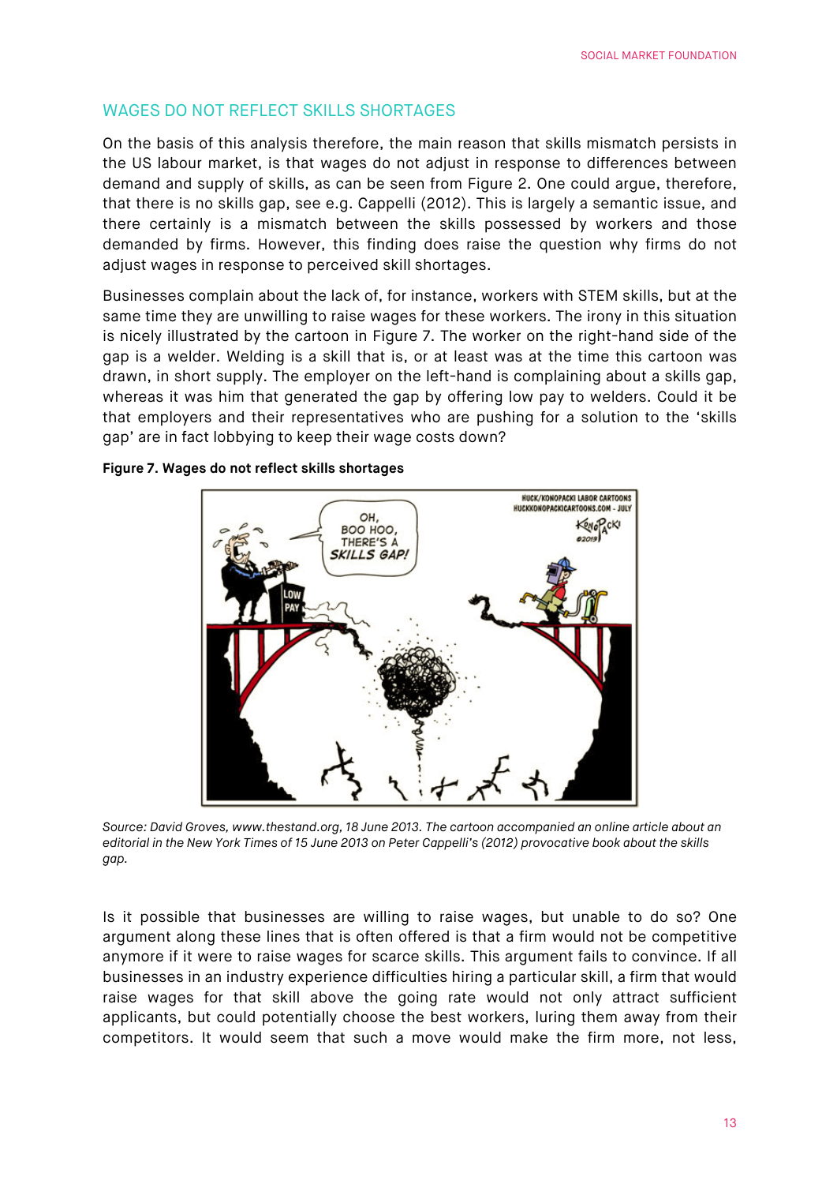## WAGES DO NOT REFLECT SKILLS SHORTAGES

On the basis of this analysis therefore, the main reason that skills mismatch persists in the US labour market, is that wages do not adjust in response to differences between demand and supply of skills, as can be seen from Figure 2. One could argue, therefore, that there is no skills gap, see e.g. Cappelli (2012). This is largely a semantic issue, and there certainly is a mismatch between the skills possessed by workers and those demanded by firms. However, this finding does raise the question why firms do not adjust wages in response to perceived skill shortages.

Businesses complain about the lack of, for instance, workers with STEM skills, but at the same time they are unwilling to raise wages for these workers. The irony in this situation is nicely illustrated by the cartoon in Figure 7. The worker on the right-hand side of the gap is a welder. Welding is a skill that is, or at least was at the time this cartoon was drawn, in short supply. The employer on the left-hand is complaining about a skills gap, whereas it was him that generated the gap by offering low pay to welders. Could it be that employers and their representatives who are pushing for a solution to the 'skills gap' are in fact lobbying to keep their wage costs down?

**Figure 7. Wages do not reflect skills shortages**

*Source: David Groves, www.thestand.org, 18 June 2013. The cartoon accompanied an online article about an editorial in the New York Times of 15 June 2013 on Peter Cappelli's (2012) provocative book about the skills gap.*

Is it possible that businesses are willing to raise wages, but unable to do so? One argument along these lines that is often offered is that a firm would not be competitive anymore if it were to raise wages for scarce skills. This argument fails to convince. If all businesses in an industry experience difficulties hiring a particular skill, a firm that would raise wages for that skill above the going rate would not only attract sufficient applicants, but could potentially choose the best workers, luring them away from their competitors. It would seem that such a move would make the firm more, not less,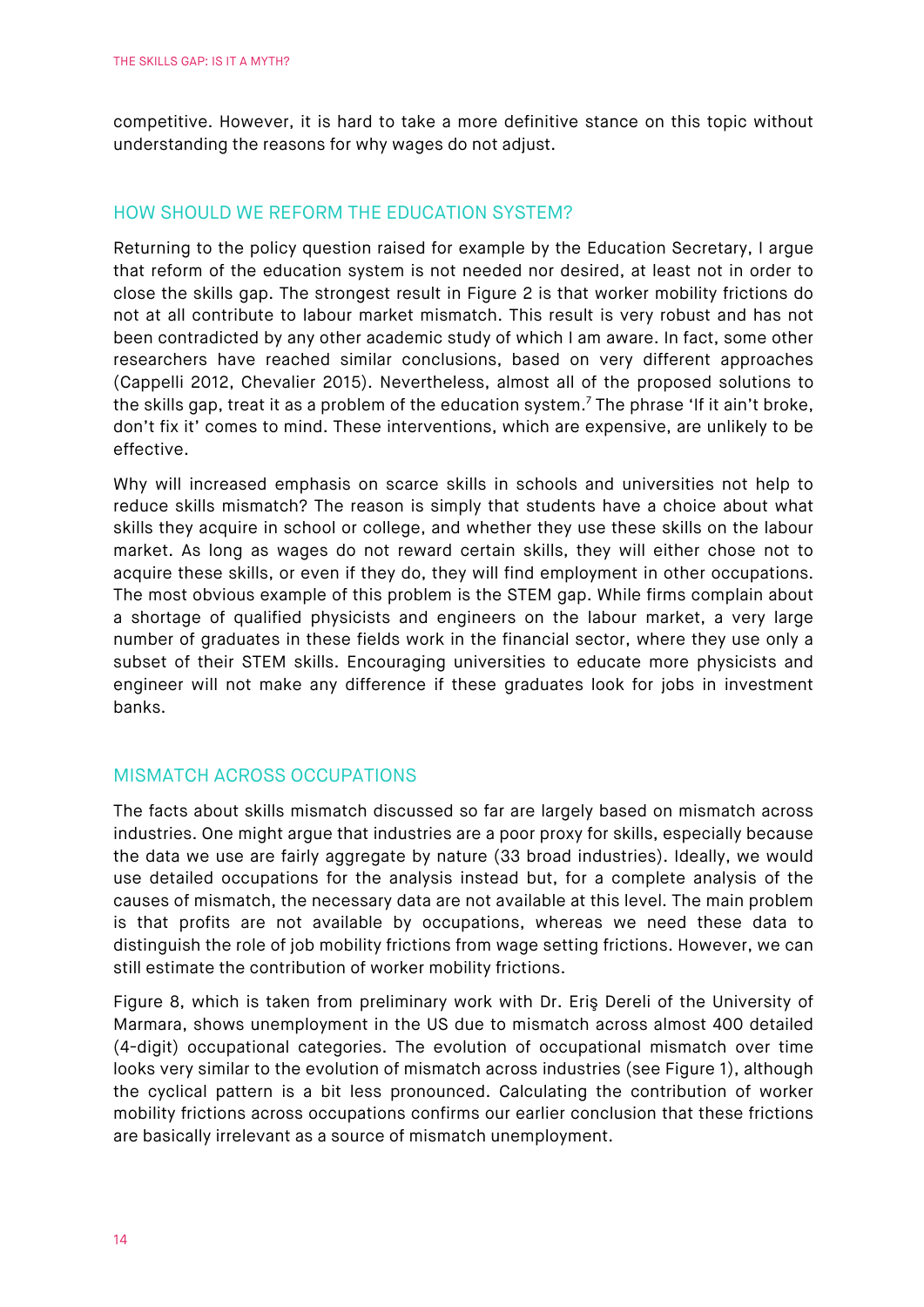competitive. However, it is hard to take a more definitive stance on this topic without understanding the reasons for why wages do not adjust.

## HOW SHOULD WE REFORM THE EDUCATION SYSTEM?

Returning to the policy question raised for example by the Education Secretary, I argue that reform of the education system is not needed nor desired, at least not in order to close the skills gap. The strongest result in Figure 2 is that worker mobility frictions do not at all contribute to labour market mismatch. This result is very robust and has not been contradicted by any other academic study of which I am aware. In fact, some other researchers have reached similar conclusions, based on very different approaches (Cappelli 2012, Chevalier 2015). Nevertheless, almost all of the proposed solutions to the skills gap, treat it as a problem of the education system.[7] The phrase 'If it ain't broke, don't fix it' comes to mind. These interventions, which are expensive, are unlikely to be effective.

Why will increased emphasis on scarce skills in schools and universities not help to reduce skills mismatch? The reason is simply that students have a choice about what skills they acquire in school or college, and whether they use these skills on the labour market. As long as wages do not reward certain skills, they will either chose not to acquire these skills, or even if they do, they will find employment in other occupations. The most obvious example of this problem is the STEM gap. While firms complain about a shortage of qualified physicists and engineers on the labour market, a very large number of graduates in these fields work in the financial sector, where they use only a subset of their STEM skills. Encouraging universities to educate more physicists and engineer will not make any difference if these graduates look for jobs in investment banks.

## MISMATCH ACROSS OCCUPATIONS

The facts about skills mismatch discussed so far are largely based on mismatch across industries. One might argue that industries are a poor proxy for skills, especially because the data we use are fairly aggregate by nature (33 broad industries). Ideally, we would use detailed occupations for the analysis instead but, for a complete analysis of the causes of mismatch, the necessary data are not available at this level. The main problem is that profits are not available by occupations, whereas we need these data to distinguish the role of job mobility frictions from wage setting frictions. However, we can still estimate the contribution of worker mobility frictions.

Figure 8, which is taken from preliminary work with Dr. Eriş Dereli of the University of Marmara, shows unemployment in the US due to mismatch across almost 400 detailed (4-digit) occupational categories. The evolution of occupational mismatch over time looks very similar to the evolution of mismatch across industries (see Figure 1), although the cyclical pattern is a bit less pronounced. Calculating the contribution of worker mobility frictions across occupations confirms our earlier conclusion that these frictions are basically irrelevant as a source of mismatch unemployment.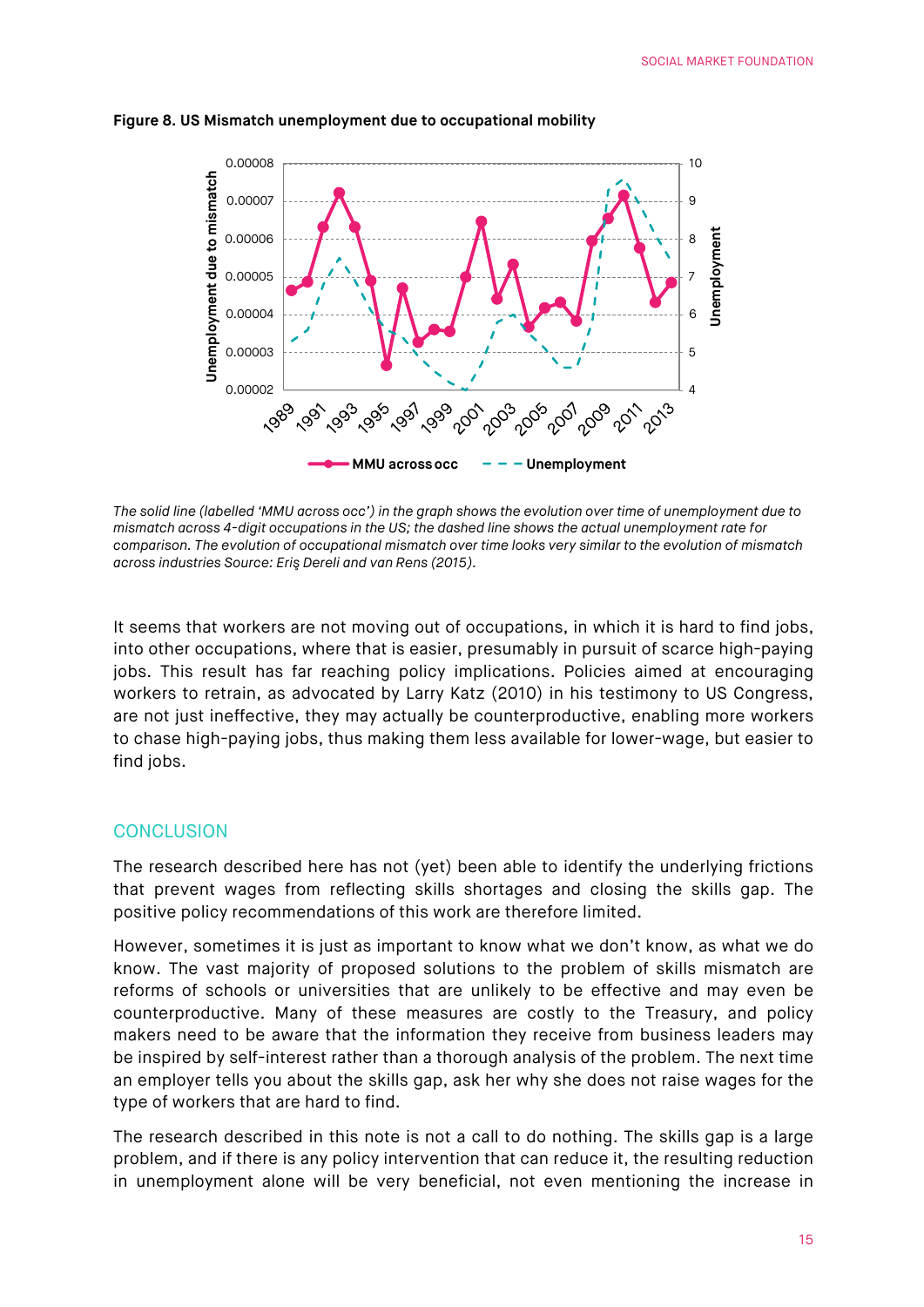**Figure 8. US Mismatch unemployment due to occupational mobility**

*The solid line (labelled 'MMU across occ') in the graph shows the evolution over time of unemployment due to mismatch across 4-digit occupations in the US; the dashed line shows the actual unemployment rate for comparison. The evolution of occupational mismatch over time looks very similar to the evolution of mismatch across industries Source: Eriş Dereli and van Rens (2015).*

It seems that workers are not moving out of occupations, in which it is hard to find jobs, into other occupations, where that is easier, presumably in pursuit of scarce high-paying jobs. This result has far reaching policy implications. Policies aimed at encouraging workers to retrain, as advocated by Larry Katz (2010) in his testimony to US Congress, are not just ineffective, they may actually be counterproductive, enabling more workers to chase high-paying jobs, thus making them less available for lower-wage, but easier to find jobs.

## CONCLUSION

The research described here has not (yet) been able to identify the underlying frictions that prevent wages from reflecting skills shortages and closing the skills gap. The positive policy recommendations of this work are therefore limited.

However, sometimes it is just as important to know what we don't know, as what we do know. The vast majority of proposed solutions to the problem of skills mismatch are reforms of schools or universities that are unlikely to be effective and may even be counterproductive. Many of these measures are costly to the Treasury, and policy makers need to be aware that the information they receive from business leaders may be inspired by self-interest rather than a thorough analysis of the problem. The next time an employer tells you about the skills gap, ask her why she does not raise wages for the type of workers that are hard to find.

The research described in this note is not a call to do nothing. The skills gap is a large problem, and if there is any policy intervention that can reduce it, the resulting reduction in unemployment alone will be very beneficial, not even mentioning the increase in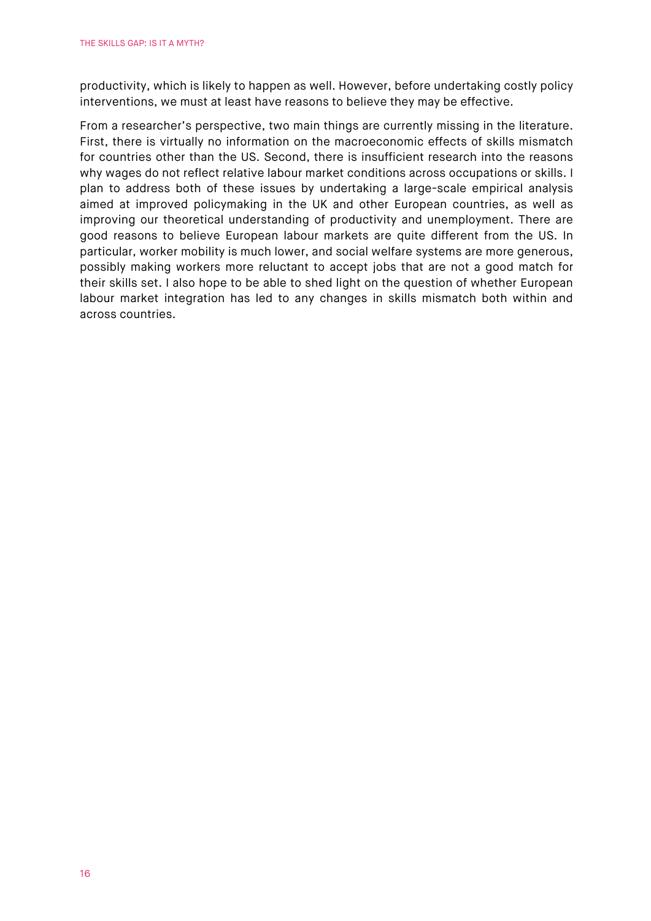productivity, which is likely to happen as well. However, before undertaking costly policy interventions, we must at least have reasons to believe they may be effective.

From a researcher's perspective, two main things are currently missing in the literature. First, there is virtually no information on the macroeconomic effects of skills mismatch for countries other than the US. Second, there is insufficient research into the reasons why wages do not reflect relative labour market conditions across occupations or skills. I plan to address both of these issues by undertaking a large-scale empirical analysis aimed at improved policymaking in the UK and other European countries, as well as improving our theoretical understanding of productivity and unemployment. There are good reasons to believe European labour markets are quite different from the US. In particular, worker mobility is much lower, and social welfare systems are more generous, possibly making workers more reluctant to accept jobs that are not a good match for their skills set. I also hope to be able to shed light on the question of whether European labour market integration has led to any changes in skills mismatch both within and across countries.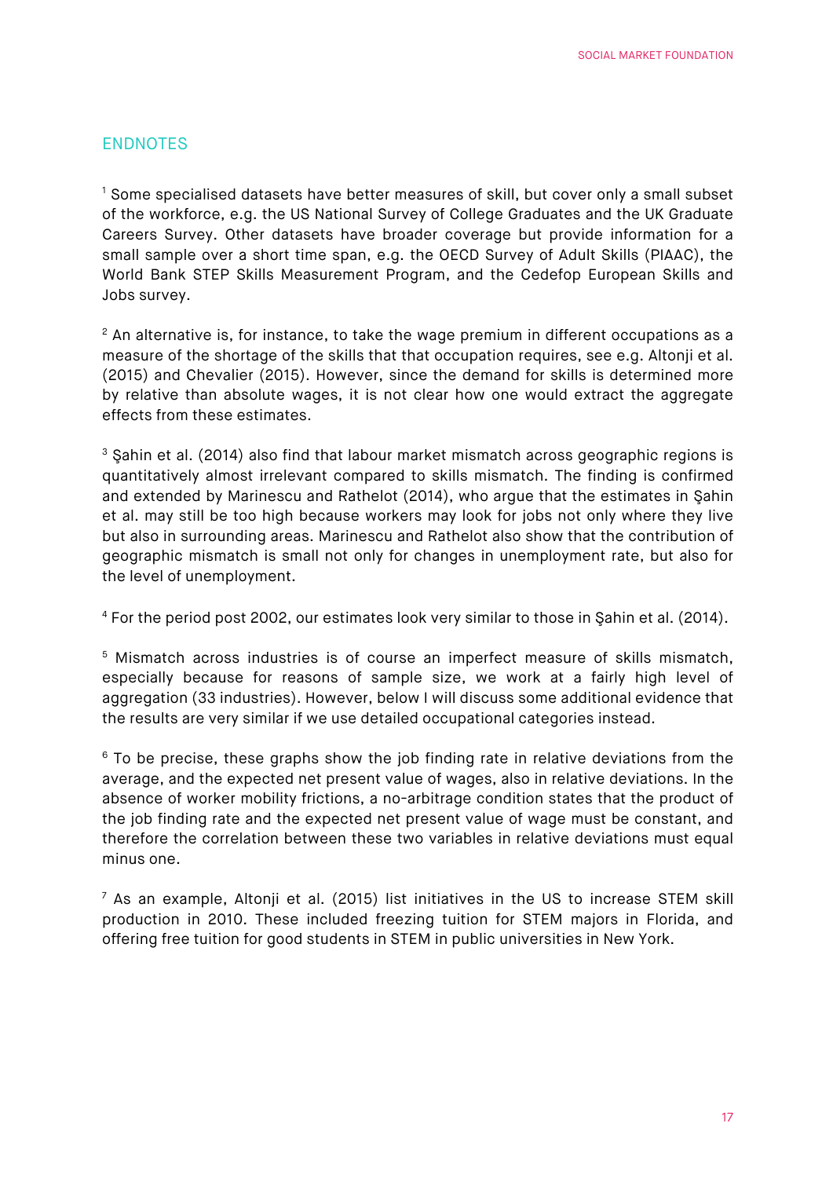## ENDNOTES

[1] Some specialised datasets have better measures of skill, but cover only a small subset of the workforce, e.g. the US National Survey of College Graduates and the UK Graduate Careers Survey. Other datasets have broader coverage but provide information for a small sample over a short time span, e.g. the OECD Survey of Adult Skills (PIAAC), the World Bank STEP Skills Measurement Program, and the Cedefop European Skills and Jobs survey.

[2] An alternative is, for instance, to take the wage premium in different occupations as a measure of the shortage of the skills that that occupation requires, see e.g. Altonji et al. (2015) and Chevalier (2015). However, since the demand for skills is determined more by relative than absolute wages, it is not clear how one would extract the aggregate effects from these estimates.

[3] Şahin et al. (2014) also find that labour market mismatch across geographic regions is quantitatively almost irrelevant compared to skills mismatch. The finding is confirmed and extended by Marinescu and Rathelot (2014), who argue that the estimates in Şahin et al. may still be too high because workers may look for jobs not only where they live but also in surrounding areas. Marinescu and Rathelot also show that the contribution of geographic mismatch is small not only for changes in unemployment rate, but also for the level of unemployment.

[4] For the period post 2002, our estimates look very similar to those in Şahin et al. (2014).

[5] Mismatch across industries is of course an imperfect measure of skills mismatch, especially because for reasons of sample size, we work at a fairly high level of aggregation (33 industries). However, below I will discuss some additional evidence that the results are very similar if we use detailed occupational categories instead.

[6] To be precise, these graphs show the job finding rate in relative deviations from the average, and the expected net present value of wages, also in relative deviations. In the absence of worker mobility frictions, a no-arbitrage condition states that the product of the job finding rate and the expected net present value of wage must be constant, and therefore the correlation between these two variables in relative deviations must equal minus one.

[7] As an example, Altonji et al. (2015) list initiatives in the US to increase STEM skill production in 2010. These included freezing tuition for STEM majors in Florida, and offering free tuition for good students in STEM in public universities in New York.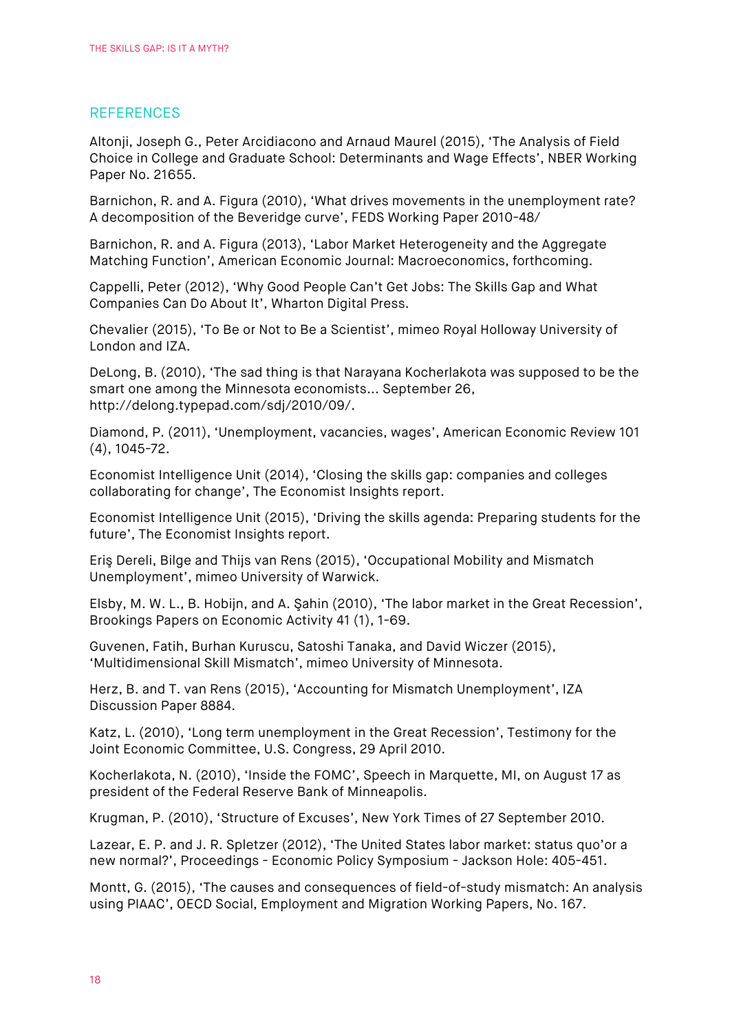## REFERENCES

Altonji, Joseph G., Peter Arcidiacono and Arnaud Maurel (2015), 'The Analysis of Field Choice in College and Graduate School: Determinants and Wage Effects', NBER Working Paper No. 21655.

Barnichon, R. and A. Figura (2010), 'What drives movements in the unemployment rate? A decomposition of the Beveridge curve', FEDS Working Paper 2010-48/

Barnichon, R. and A. Figura (2013), 'Labor Market Heterogeneity and the Aggregate Matching Function', American Economic Journal: Macroeconomics, forthcoming.

Cappelli, Peter (2012), 'Why Good People Can't Get Jobs: The Skills Gap and What Companies Can Do About It', Wharton Digital Press.

Chevalier (2015), 'To Be or Not to Be a Scientist', mimeo Royal Holloway University of London and IZA.

DeLong, B. (2010), 'The sad thing is that Narayana Kocherlakota was supposed to be the smart one among the Minnesota economists… September 26, http://delong.typepad.com/sdj/2010/09/.

Diamond, P. (2011), 'Unemployment, vacancies, wages', American Economic Review 101 (4), 1045-72.

Economist Intelligence Unit (2014), 'Closing the skills gap: companies and colleges collaborating for change', The Economist Insights report.

Economist Intelligence Unit (2015), 'Driving the skills agenda: Preparing students for the future', The Economist Insights report.

Eriş Dereli, Bilge and Thijs van Rens (2015), 'Occupational Mobility and Mismatch Unemployment', mimeo University of Warwick.

Elsby, M. W. L., B. Hobijn, and A. Şahin (2010), 'The labor market in the Great Recession', Brookings Papers on Economic Activity 41 (1), 1-69.

Guvenen, Fatih, Burhan Kuruscu, Satoshi Tanaka, and David Wiczer (2015), 'Multidimensional Skill Mismatch', mimeo University of Minnesota.

Herz, B. and T. van Rens (2015), 'Accounting for Mismatch Unemployment', IZA Discussion Paper 8884.

Katz, L. (2010), 'Long term unemployment in the Great Recession', Testimony for the Joint Economic Committee, U.S. Congress, 29 April 2010.

Kocherlakota, N. (2010), 'Inside the FOMC', Speech in Marquette, MI, on August 17 as president of the Federal Reserve Bank of Minneapolis.

Krugman, P. (2010), 'Structure of Excuses', New York Times of 27 September 2010.

Lazear, E. P. and J. R. Spletzer (2012), 'The United States labor market: status quo'or a new normal?', Proceedings - Economic Policy Symposium - Jackson Hole: 405-451.

Montt, G. (2015), 'The causes and consequences of field-of-study mismatch: An analysis using PIAAC', OECD Social, Employment and Migration Working Papers, No. 167.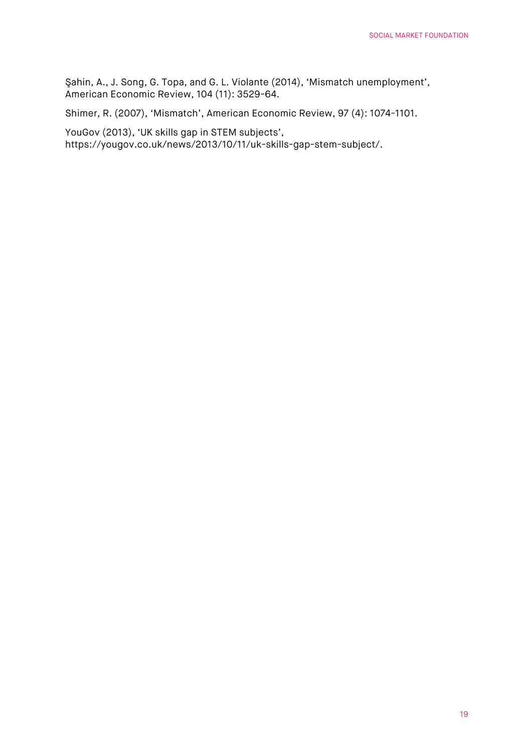Şahin, A., J. Song, G. Topa, and G. L. Violante (2014), 'Mismatch unemployment', American Economic Review, 104 (11): 3529-64.

Shimer, R. (2007), 'Mismatch', American Economic Review, 97 (4): 1074-1101.

YouGov (2013), 'UK skills gap in STEM subjects', https://yougov.co.uk/news/2013/10/11/uk-skills-gap-stem-subject/.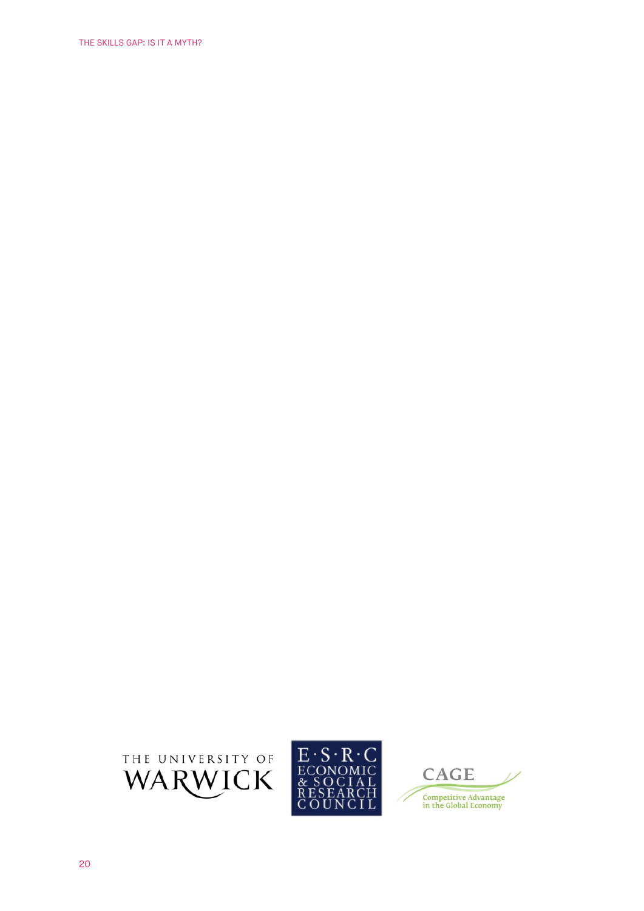THE UNIVERSITY OF WARWICK

E·S·R·C ECONOMIC & SOCIAL RESEARCH COUNCIL

CAGE

Competitive Advantage in the Global Economy